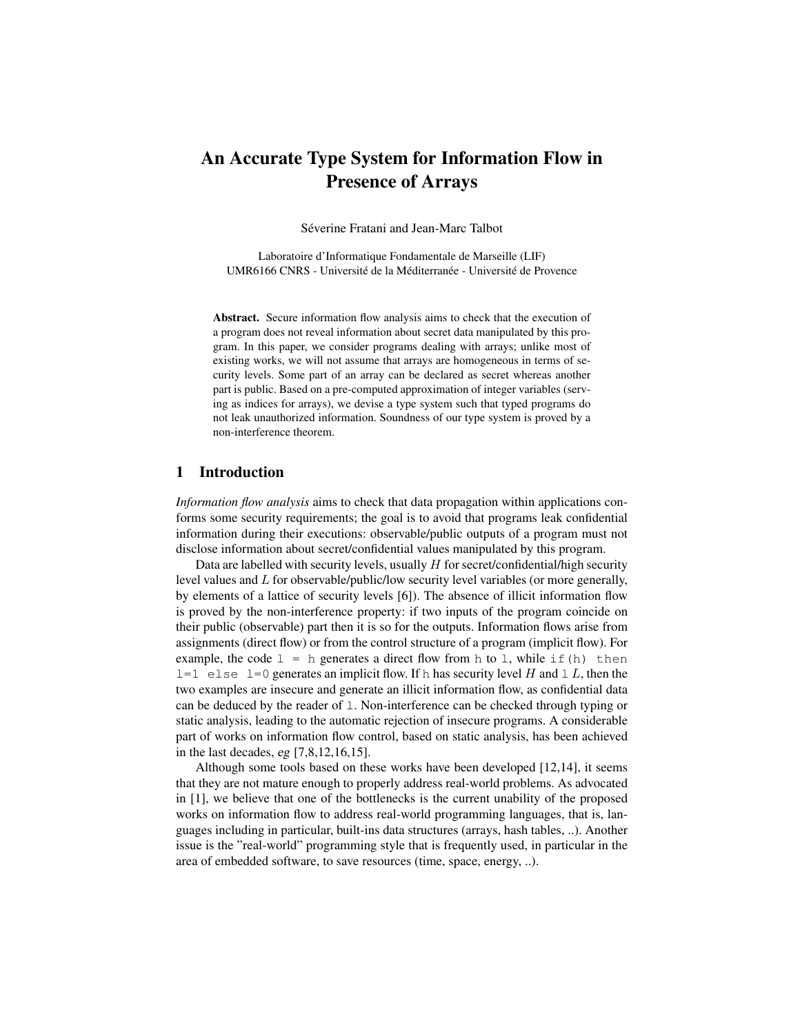# An Accurate Type System for Information Flow in Presence of Arrays

Séverine Fratani and Jean-Marc Talbot

Laboratoire d'Informatique Fondamentale de Marseille (LIF)
UMR6166 CNRS - Université de la Méditerranée - Université de Provence

**Abstract.** Secure information flow analysis aims to check that the execution of a program does not reveal information about secret data manipulated by this program. In this paper, we consider programs dealing with arrays; unlike most of existing works, we will not assume that arrays are homogeneous in terms of security levels. Some part of an array can be declared as secret whereas another part is public. Based on a pre-computed approximation of integer variables (serving as indices for arrays), we devise a type system such that typed programs do not leak unauthorized information. Soundness of our type system is proved by a non-interference theorem.

## 1 Introduction

*Information flow analysis* aims to check that data propagation within applications conforms some security requirements; the goal is to avoid that programs leak confidential information during their executions: observable/public outputs of a program must not disclose information about secret/confidential values manipulated by this program.

Data are labelled with security levels, usually $H$ for secret/confidential/high security level values and $L$ for observable/public/low security level variables (or more generally, by elements of a lattice of security levels [6]). The absence of illicit information flow is proved by the non-interference property: if two inputs of the program coincide on their public (observable) part then it is so for the outputs. Information flows arise from assignments (direct flow) or from the control structure of a program (implicit flow). For example, the code `l = h` generates a direct flow from `h` to `l`, while `if(h) then l=1 else l=0` generates an implicit flow. If `h` has security level $H$ and `l` $L$, then the two examples are insecure and generate an illicit information flow, as confidential data can be deduced by the reader of `l`. Non-interference can be checked through typing or static analysis, leading to the automatic rejection of insecure programs. A considerable part of works on information flow control, based on static analysis, has been achieved in the last decades, *eg* [7,8,12,16,15].

Although some tools based on these works have been developed [12,14], it seems that they are not mature enough to properly address real-world problems. As advocated in [1], we believe that one of the bottlenecks is the current unability of the proposed works on information flow to address real-world programming languages, that is, languages including in particular, built-ins data structures (arrays, hash tables, ..). Another issue is the "real-world" programming style that is frequently used, in particular in the area of embedded software, to save resources (time, space, energy, ..).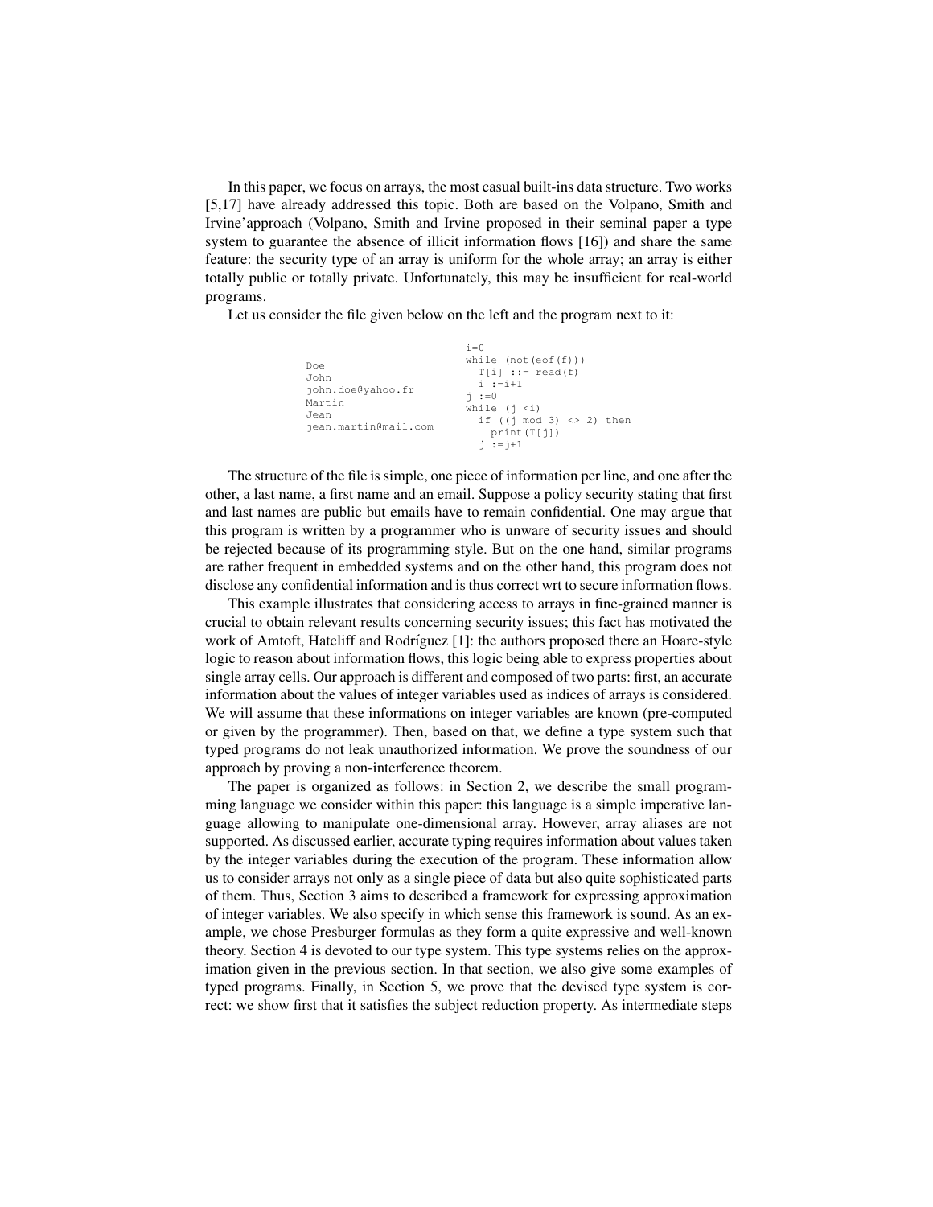In this paper, we focus on arrays, the most casual built-ins data structure. Two works [5,17] have already addressed this topic. Both are based on the Volpano, Smith and Irvine'approach (Volpano, Smith and Irvine proposed in their seminal paper a type system to guarantee the absence of illicit information flows [16]) and share the same feature: the security type of an array is uniform for the whole array; an array is either totally public or totally private. Unfortunately, this may be insufficient for real-world programs.

Let us consider the file given below on the left and the program next to it:

```
Doe
John
john.doe@yahoo.fr
Martin
Jean
jean.martin@mail.com
```

```
i=0
while (not(eof(f)))
  T[i] ::= read(f)
  i :=i+1
j :=0
while (j <i)
  if ((j mod 3) <> 2) then
    print(T[j])
  j :=j+1
```

The structure of the file is simple, one piece of information per line, and one after the other, a last name, a first name and an email. Suppose a policy security stating that first and last names are public but emails have to remain confidential. One may argue that this program is written by a programmer who is unware of security issues and should be rejected because of its programming style. But on the one hand, similar programs are rather frequent in embedded systems and on the other hand, this program does not disclose any confidential information and is thus correct wrt to secure information flows.

This example illustrates that considering access to arrays in fine-grained manner is crucial to obtain relevant results concerning security issues; this fact has motivated the work of Amtoft, Hatcliff and Rodríguez [1]: the authors proposed there an Hoare-style logic to reason about information flows, this logic being able to express properties about single array cells. Our approach is different and composed of two parts: first, an accurate information about the values of integer variables used as indices of arrays is considered. We will assume that these informations on integer variables are known (pre-computed or given by the programmer). Then, based on that, we define a type system such that typed programs do not leak unauthorized information. We prove the soundness of our approach by proving a non-interference theorem.

The paper is organized as follows: in Section 2, we describe the small programming language we consider within this paper: this language is a simple imperative language allowing to manipulate one-dimensional array. However, array aliases are not supported. As discussed earlier, accurate typing requires information about values taken by the integer variables during the execution of the program. These information allow us to consider arrays not only as a single piece of data but also quite sophisticated parts of them. Thus, Section 3 aims to described a framework for expressing approximation of integer variables. We also specify in which sense this framework is sound. As an example, we chose Presburger formulas as they form a quite expressive and well-known theory. Section 4 is devoted to our type system. This type systems relies on the approximation given in the previous section. In that section, we also give some examples of typed programs. Finally, in Section 5, we prove that the devised type system is correct: we show first that it satisfies the subject reduction property. As intermediate steps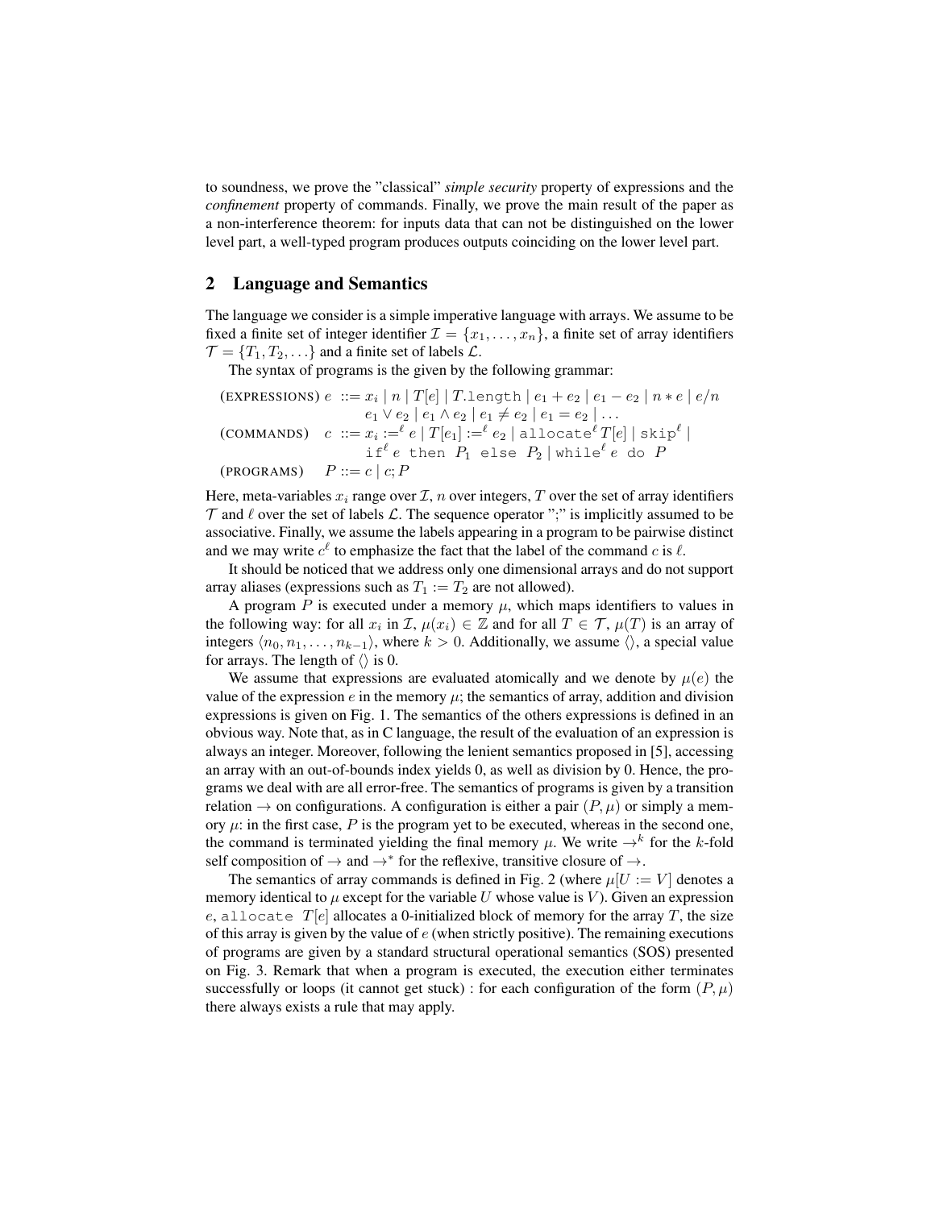to soundness, we prove the "classical" *simple security* property of expressions and the *confinement* property of commands. Finally, we prove the main result of the paper as a non-interference theorem: for inputs data that can not be distinguished on the lower level part, a well-typed program produces outputs coinciding on the lower level part.

## 2 Language and Semantics

The language we consider is a simple imperative language with arrays. We assume to be fixed a finite set of integer identifier $\mathcal{I} = \{x_1, \ldots, x_n\}$, a finite set of array identifiers $\mathcal{T} = \{T_1, T_2, \ldots\}$ and a finite set of labels $\mathcal{L}$.

The syntax of programs is the given by the following grammar:

$$
\begin{array}{llll}
\text{(EXPRESSIONS)} & e & ::= & x_i \mid n \mid T[e] \mid T.\texttt{length} \mid e_1 + e_2 \mid e_1 - e_2 \mid n * e \mid e/n \\
 & & & e_1 \vee e_2 \mid e_1 \wedge e_2 \mid e_1 \neq e_2 \mid e_1 = e_2 \mid \ldots \\
\text{(COMMANDS)} & c & ::= & x_i :=^{\ell} e \mid T[e_1] :=^{\ell} e_2 \mid \texttt{allocate}^{\ell}\, T[e] \mid \texttt{skip}^{\ell} \mid \\
 & & & \texttt{if}^{\ell}\, e \texttt{ then } P_1 \texttt{ else } P_2 \mid \texttt{while}^{\ell}\, e \texttt{ do } P \\
\text{(PROGRAMS)} & P & ::= & c \mid c; P
\end{array}
$$

Here, meta-variables $x_i$ range over $\mathcal{I}$, $n$ over integers, $T$ over the set of array identifiers $\mathcal{T}$ and $\ell$ over the set of labels $\mathcal{L}$. The sequence operator ";" is implicitly assumed to be associative. Finally, we assume the labels appearing in a program to be pairwise distinct and we may write $c^{\ell}$ to emphasize the fact that the label of the command $c$ is $\ell$.

It should be noticed that we address only one dimensional arrays and do not support array aliases (expressions such as $T_1 := T_2$ are not allowed).

A program $P$ is executed under a memory $\mu$, which maps identifiers to values in the following way: for all $x_i$ in $\mathcal{I}$, $\mu(x_i) \in \mathbb{Z}$ and for all $T \in \mathcal{T}$, $\mu(T)$ is an array of integers $\langle n_0, n_1, \ldots, n_{k-1} \rangle$, where $k > 0$. Additionally, we assume $\langle\rangle$, a special value for arrays. The length of $\langle\rangle$ is 0.

We assume that expressions are evaluated atomically and we denote by $\mu(e)$ the value of the expression $e$ in the memory $\mu$; the semantics of array, addition and division expressions is given on Fig. 1. The semantics of the others expressions is defined in an obvious way. Note that, as in C language, the result of the evaluation of an expression is always an integer. Moreover, following the lenient semantics proposed in [5], accessing an array with an out-of-bounds index yields 0, as well as division by 0. Hence, the programs we deal with are all error-free. The semantics of programs is given by a transition relation $\rightarrow$ on configurations. A configuration is either a pair $(P, \mu)$ or simply a memory $\mu$: in the first case, $P$ is the program yet to be executed, whereas in the second one, the command is terminated yielding the final memory $\mu$. We write $\rightarrow^k$ for the $k$-fold self composition of $\rightarrow$ and $\rightarrow^*$ for the reflexive, transitive closure of $\rightarrow$.

The semantics of array commands is defined in Fig. 2 (where $\mu[U := V]$ denotes a memory identical to $\mu$ except for the variable $U$ whose value is $V$). Given an expression $e$, `allocate` $T[e]$ allocates a 0-initialized block of memory for the array $T$, the size of this array is given by the value of $e$ (when strictly positive). The remaining executions of programs are given by a standard structural operational semantics (SOS) presented on Fig. 3. Remark that when a program is executed, the execution either terminates successfully or loops (it cannot get stuck) : for each configuration of the form $(P, \mu)$ there always exists a rule that may apply.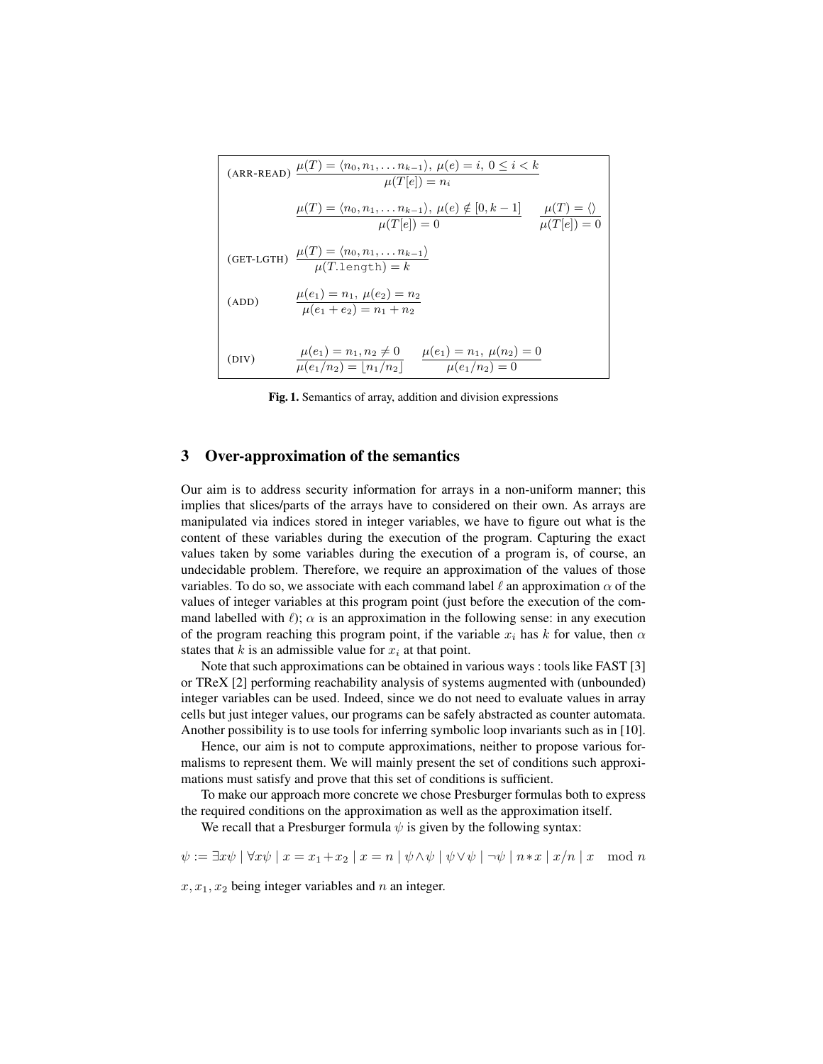$$\text{(ARR-READ)} \quad \frac{\mu(T) = \langle n_0, n_1, \ldots n_{k-1} \rangle,\ \mu(e) = i,\ 0 \leq i < k}{\mu(T[e]) = n_i}$$

$$\frac{\mu(T) = \langle n_0, n_1, \ldots n_{k-1} \rangle,\ \mu(e) \notin [0, k-1]}{\mu(T[e]) = 0} \qquad \frac{\mu(T) = \langle\rangle}{\mu(T[e]) = 0}$$

$$\text{(GET-LGTH)} \quad \frac{\mu(T) = \langle n_0, n_1, \ldots n_{k-1} \rangle}{\mu(T.\texttt{length}) = k}$$

$$\text{(ADD)} \quad \frac{\mu(e_1) = n_1,\ \mu(e_2) = n_2}{\mu(e_1 + e_2) = n_1 + n_2}$$

$$\text{(DIV)} \quad \frac{\mu(e_1) = n_1, n_2 \neq 0}{\mu(e_1/n_2) = \lfloor n_1/n_2 \rfloor} \qquad \frac{\mu(e_1) = n_1,\ \mu(n_2) = 0}{\mu(e_1/n_2) = 0}$$

**Fig. 1.** Semantics of array, addition and division expressions

## 3 Over-approximation of the semantics

Our aim is to address security information for arrays in a non-uniform manner; this implies that slices/parts of the arrays have to considered on their own. As arrays are manipulated via indices stored in integer variables, we have to figure out what is the content of these variables during the execution of the program. Capturing the exact values taken by some variables during the execution of a program is, of course, an undecidable problem. Therefore, we require an approximation of the values of those variables. To do so, we associate with each command label $\ell$ an approximation $\alpha$ of the values of integer variables at this program point (just before the execution of the command labelled with $\ell$); $\alpha$ is an approximation in the following sense: in any execution of the program reaching this program point, if the variable $x_i$ has $k$ for value, then $\alpha$ states that $k$ is an admissible value for $x_i$ at that point.

Note that such approximations can be obtained in various ways : tools like FAST [3] or TReX [2] performing reachability analysis of systems augmented with (unbounded) integer variables can be used. Indeed, since we do not need to evaluate values in array cells but just integer values, our programs can be safely abstracted as counter automata. Another possibility is to use tools for inferring symbolic loop invariants such as in [10].

Hence, our aim is not to compute approximations, neither to propose various formalisms to represent them. We will mainly present the set of conditions such approximations must satisfy and prove that this set of conditions is sufficient.

To make our approach more concrete we chose Presburger formulas both to express the required conditions on the approximation as well as the approximation itself.

We recall that a Presburger formula $\psi$ is given by the following syntax:

$$\psi := \exists x \psi \mid \forall x \psi \mid x = x_1 + x_2 \mid x = n \mid \psi \wedge \psi \mid \psi \vee \psi \mid \neg \psi \mid n * x \mid x/n \mid x \mod n$$

$x, x_1, x_2$ being integer variables and $n$ an integer.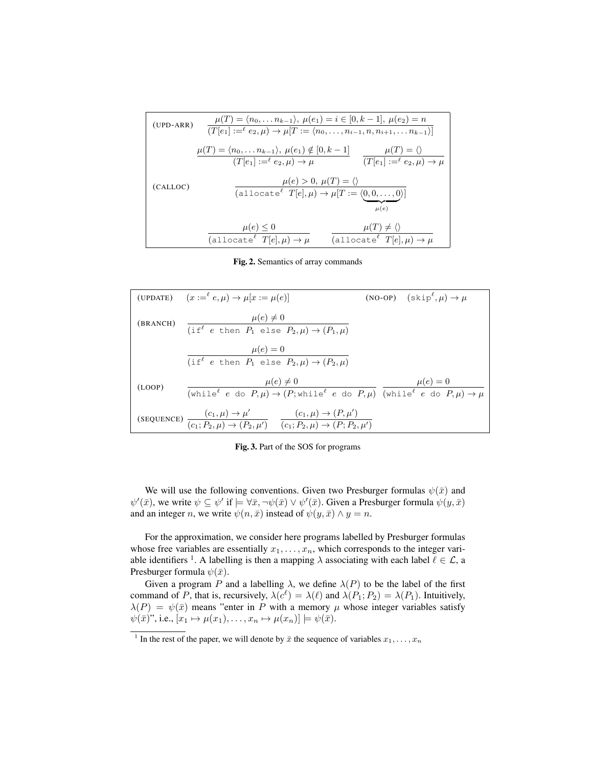$$\text{(UPD-ARR)} \quad \frac{\mu(T) = \langle n_0, \dots n_{k-1}\rangle,\ \mu(e_1) = i \in [0, k-1],\ \mu(e_2) = n}{(T[e_1] :=^{\ell} e_2, \mu) \to \mu[T := \langle n_0, \dots, n_{i-1}, n, n_{i+1}, \dots n_{k-1}\rangle]}$$

$$\frac{\mu(T) = \langle n_0, \dots n_{k-1}\rangle,\ \mu(e_1) \notin [0, k-1]}{(T[e_1] :=^{\ell} e_2, \mu) \to \mu} \qquad \frac{\mu(T) = \langle\rangle}{(T[e_1] :=^{\ell} e_2, \mu) \to \mu}$$

$$\text{(CALLOC)} \quad \frac{\mu(e) > 0,\ \mu(T) = \langle\rangle}{(\texttt{allocate}^{\ell}\ T[e], \mu) \to \mu[T := \langle \underbrace{0, 0, \dots, 0}_{\mu(e)} \rangle]}$$

$$\frac{\mu(e) \leq 0}{(\texttt{allocate}^{\ell}\ T[e], \mu) \to \mu} \qquad \frac{\mu(T) \neq \langle\rangle}{(\texttt{allocate}^{\ell}\ T[e], \mu) \to \mu}$$

**Fig. 2.** Semantics of array commands

$$\text{(UPDATE)} \quad (x :=^{\ell} e, \mu) \to \mu[x := \mu(e)] \qquad \text{(NO-OP)} \quad (\texttt{skip}^{\ell}, \mu) \to \mu$$

$$\text{(BRANCH)} \quad \frac{\mu(e) \neq 0}{(\texttt{if}^{\ell}\ e\ \texttt{then}\ P_1\ \texttt{else}\ P_2, \mu) \to (P_1, \mu)}$$

$$\frac{\mu(e) = 0}{(\texttt{if}^{\ell}\ e\ \texttt{then}\ P_1\ \texttt{else}\ P_2, \mu) \to (P_2, \mu)}$$

$$\text{(LOOP)} \quad \frac{\mu(e) \neq 0}{(\texttt{while}^{\ell}\ e\ \texttt{do}\ P, \mu) \to (P; \texttt{while}^{\ell}\ e\ \texttt{do}\ P, \mu)} \quad \frac{\mu(e) = 0}{(\texttt{while}^{\ell}\ e\ \texttt{do}\ P, \mu) \to \mu}$$

$$\text{(SEQUENCE)} \quad \frac{(c_1, \mu) \to \mu'}{(c_1; P_2, \mu) \to (P_2, \mu')} \qquad \frac{(c_1, \mu) \to (P, \mu')}{(c_1; P_2, \mu) \to (P; P_2, \mu')}$$

**Fig. 3.** Part of the SOS for programs

We will use the following conventions. Given two Presburger formulas $\psi(\bar{x})$ and $\psi'(\bar{x})$, we write $\psi \subseteq \psi'$ if $\models \forall \bar{x}, \neg\psi(\bar{x}) \vee \psi'(\bar{x})$. Given a Presburger formula $\psi(y, \bar{x})$ and an integer $n$, we write $\psi(n, \bar{x})$ instead of $\psi(y, \bar{x}) \wedge y = n$.

For the approximation, we consider here programs labelled by Presburger formulas whose free variables are essentially $x_1, \dots, x_n$, which corresponds to the integer variable identifiers [1]. A labelling is then a mapping $\lambda$ associating with each label $\ell \in \mathcal{L}$, a Presburger formula $\psi(\bar{x})$.

Given a program $P$ and a labelling $\lambda$, we define $\lambda(P)$ to be the label of the first command of $P$, that is, recursively, $\lambda(c^{\ell}) = \lambda(\ell)$ and $\lambda(P_1; P_2) = \lambda(P_1)$. Intuitively, $\lambda(P) = \psi(\bar{x})$ means "enter in $P$ with a memory $\mu$ whose integer variables satisfy $\psi(\bar{x})$", i.e., $[x_1 \mapsto \mu(x_1), \dots, x_n \mapsto \mu(x_n)] \models \psi(\bar{x})$.

[1] In the rest of the paper, we will denote by $\bar{x}$ the sequence of variables $x_1, \dots, x_n$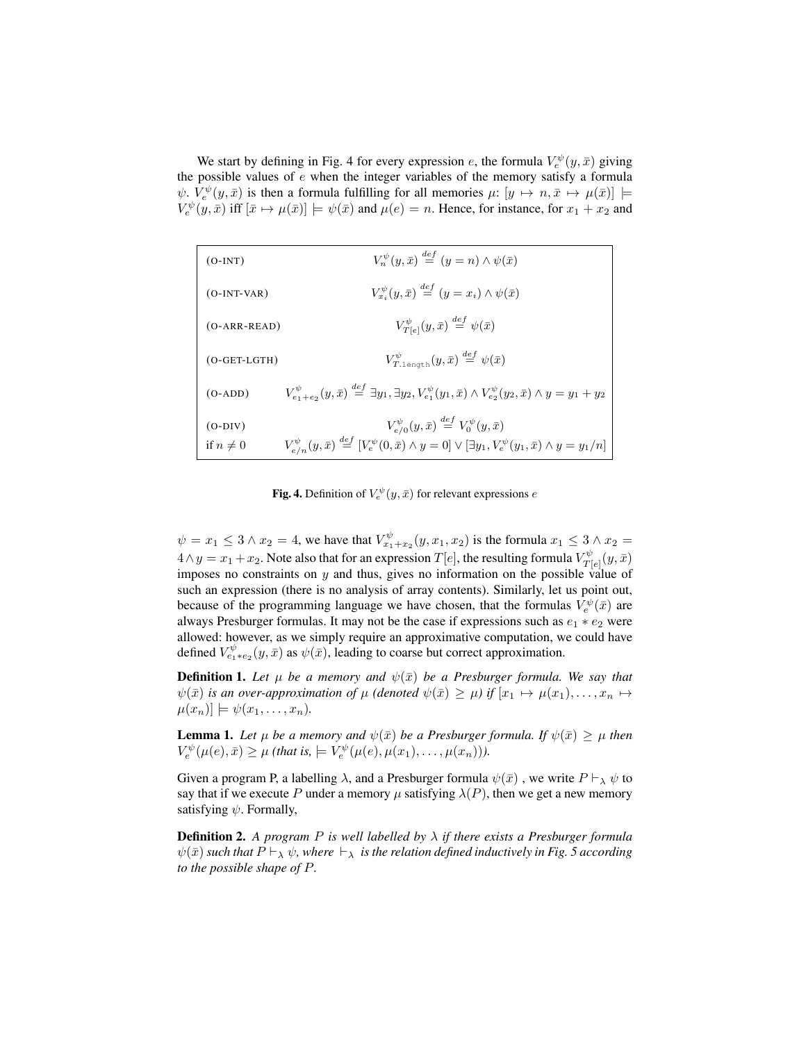We start by defining in Fig. 4 for every expression $e$, the formula $V_e^\psi(y, \bar{x})$ giving the possible values of $e$ when the integer variables of the memory satisfy a formula $\psi$. $V_e^\psi(y, \bar{x})$ is then a formula fulfilling for all memories $\mu$: $[y \mapsto n, \bar{x} \mapsto \mu(\bar{x})] \models V_e^\psi(y, \bar{x})$ iff $[\bar{x} \mapsto \mu(\bar{x})] \models \psi(\bar{x})$ and $\mu(e) = n$. Hence, for instance, for $x_1 + x_2$ and

| | |
|---|---|
| (O-INT) | $V_n^\psi(y, \bar{x}) \stackrel{def}{=} (y = n) \wedge \psi(\bar{x})$ |
| (O-INT-VAR) | $V_{x_i}^\psi(y, \bar{x}) \stackrel{def}{=} (y = x_i) \wedge \psi(\bar{x})$ |
| (O-ARR-READ) | $V_{T[e]}^\psi(y, \bar{x}) \stackrel{def}{=} \psi(\bar{x})$ |
| (O-GET-LGTH) | $V_{T.\mathtt{length}}^\psi(y, \bar{x}) \stackrel{def}{=} \psi(\bar{x})$ |
| (O-ADD) | $V_{e_1+e_2}^\psi(y, \bar{x}) \stackrel{def}{=} \exists y_1, \exists y_2, V_{e_1}^\psi(y_1, \bar{x}) \wedge V_{e_2}^\psi(y_2, \bar{x}) \wedge y = y_1 + y_2$ |
| (O-DIV) | $V_{e/0}^\psi(y, \bar{x}) \stackrel{def}{=} V_0^\psi(y, \bar{x})$ |
| if $n \neq 0$ | $V_{e/n}^\psi(y, \bar{x}) \stackrel{def}{=} [V_e^\psi(0, \bar{x}) \wedge y = 0] \vee [\exists y_1, V_e^\psi(y_1, \bar{x}) \wedge y = y_1/n]$ |

**Fig. 4.** Definition of $V_e^\psi(y, \bar{x})$ for relevant expressions $e$

$\psi = x_1 \leq 3 \wedge x_2 = 4$, we have that $V_{x_1+x_2}^\psi(y, x_1, x_2)$ is the formula $x_1 \leq 3 \wedge x_2 = 4 \wedge y = x_1 + x_2$. Note also that for an expression $T[e]$, the resulting formula $V_{T[e]}^\psi(y, \bar{x})$ imposes no constraints on $y$ and thus, gives no information on the possible value of such an expression (there is no analysis of array contents). Similarly, let us point out, because of the programming language we have chosen, that the formulas $V_e^\psi(\bar{x})$ are always Presburger formulas. It may not be the case if expressions such as $e_1 * e_2$ were allowed: however, as we simply require an approximative computation, we could have defined $V_{e_1 * e_2}^\psi(y, \bar{x})$ as $\psi(\bar{x})$, leading to coarse but correct approximation.

**Definition 1.** *Let $\mu$ be a memory and $\psi(\bar{x})$ be a Presburger formula. We say that $\psi(\bar{x})$ is an over-approximation of $\mu$ (denoted $\psi(\bar{x}) \geq \mu$) if $[x_1 \mapsto \mu(x_1), \ldots, x_n \mapsto \mu(x_n)] \models \psi(x_1, \ldots, x_n)$.*

**Lemma 1.** *Let $\mu$ be a memory and $\psi(\bar{x})$ be a Presburger formula. If $\psi(\bar{x}) \geq \mu$ then $V_e^\psi(\mu(e), \bar{x}) \geq \mu$ (that is, $\models V_e^\psi(\mu(e), \mu(x_1), \ldots, \mu(x_n))$).*

Given a program P, a labelling $\lambda$, and a Presburger formula $\psi(\bar{x})$ , we write $P \vdash_\lambda \psi$ to say that if we execute $P$ under a memory $\mu$ satisfying $\lambda(P)$, then we get a new memory satisfying $\psi$. Formally,

**Definition 2.** *A program $P$ is well labelled by $\lambda$ if there exists a Presburger formula $\psi(\bar{x})$ such that $P \vdash_\lambda \psi$, where $\vdash_\lambda$ is the relation defined inductively in Fig. 5 according to the possible shape of $P$.*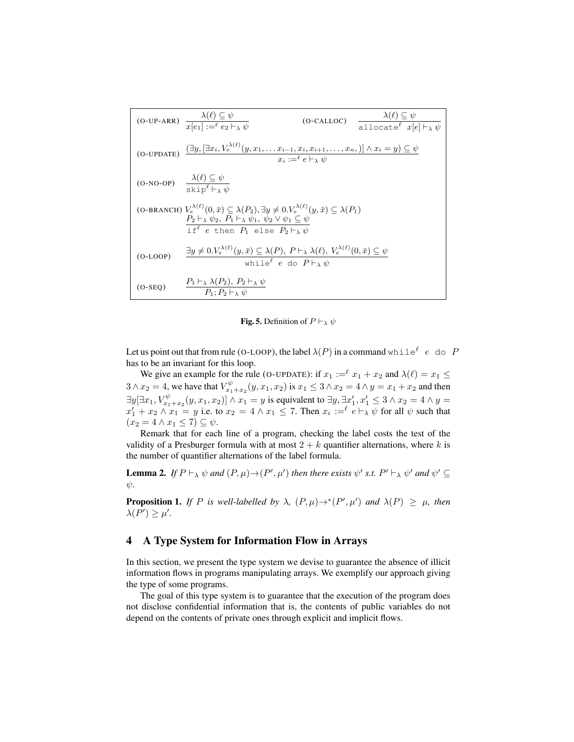$$\text{(O-UP-ARR)} \quad \frac{\lambda(\ell) \subseteq \psi}{x[e_1] :=^{\ell} e_2 \vdash_\lambda \psi} \qquad \text{(O-CALLOC)} \quad \frac{\lambda(\ell) \subseteq \psi}{\texttt{allocate}^{\ell}\ x[e] \vdash_\lambda \psi}$$

$$\text{(O-UPDATE)} \quad \frac{(\exists y, [\exists x_i, V_e^{\lambda(\ell)}(y, x_1, \ldots x_{i-1}, x_i, x_{i+1}, \ldots, x_n,)] \wedge x_i = y) \subseteq \psi}{x_i :=^{\ell} e \vdash_\lambda \psi}$$

$$\text{(O-NO-OP)} \quad \frac{\lambda(\ell) \subseteq \psi}{\texttt{skip}^{\ell} \vdash_\lambda \psi}$$

$$\text{(O-BRANCH)} \quad \frac{V_e^{\lambda(\ell)}(0, \bar{x}) \subseteq \lambda(P_2), \exists y \neq 0. V_e^{\lambda(\ell)}(y, \bar{x}) \subseteq \lambda(P_1) \quad P_2 \vdash_\lambda \psi_2,\ P_1 \vdash_\lambda \psi_1,\ \psi_2 \vee \psi_1 \subseteq \psi}{\texttt{if}^{\ell}\ e\ \texttt{then}\ P_1\ \texttt{else}\ P_2 \vdash_\lambda \psi}$$

$$\text{(O-LOOP)} \quad \frac{\exists y \neq 0. V_e^{\lambda(\ell)}(y, \bar{x}) \subseteq \lambda(P),\ P \vdash_\lambda \lambda(\ell),\ V_e^{\lambda(\ell)}(0, \bar{x}) \subseteq \psi}{\texttt{while}^{\ell}\ e\ \texttt{do}\ P \vdash_\lambda \psi}$$

$$\text{(O-SEQ)} \quad \frac{P_1 \vdash_\lambda \lambda(P_2),\ P_2 \vdash_\lambda \psi}{P_1; P_2 \vdash_\lambda \psi}$$

**Fig. 5.** Definition of $P \vdash_\lambda \psi$

Let us point out that from rule (O-LOOP), the label $\lambda(P)$ in a command $\texttt{while}^{\ell}\ e\ \texttt{do}\ P$ has to be an invariant for this loop.

We give an example for the rule (O-UPDATE): if $x_1 :=^{\ell} x_1 + x_2$ and $\lambda(\ell) = x_1 \leq 3 \wedge x_2 = 4$, we have that $V^{\psi}_{x_1+x_2}(y, x_1, x_2)$ is $x_1 \leq 3 \wedge x_2 = 4 \wedge y = x_1 + x_2$ and then $\exists y[\exists x_1, V^{\psi}_{x_1+x_2}(y, x_1, x_2)] \wedge x_1 = y$ is equivalent to $\exists y, \exists x_1', x_1' \leq 3 \wedge x_2 = 4 \wedge y = x_1' + x_2 \wedge x_1 = y$ i.e. to $x_2 = 4 \wedge x_1 \leq 7$. Then $x_i :=^{\ell} e \vdash_\lambda \psi$ for all $\psi$ such that $(x_2 = 4 \wedge x_1 \leq 7) \subseteq \psi$.

Remark that for each line of a program, checking the label costs the test of the validity of a Presburger formula with at most $2 + k$ quantifier alternations, where $k$ is the number of quantifier alternations of the label formula.

**Lemma 2.** *If $P \vdash_\lambda \psi$ and $(P, \mu) \rightarrow (P', \mu')$ then there exists $\psi'$ s.t. $P' \vdash_\lambda \psi'$ and $\psi' \subseteq \psi$.*

**Proposition 1.** *If $P$ is well-labelled by $\lambda$, $(P, \mu) \rightarrow^* (P', \mu')$ and $\lambda(P) \geq \mu$, then $\lambda(P') \geq \mu'$.*

## 4 A Type System for Information Flow in Arrays

In this section, we present the type system we devise to guarantee the absence of illicit information flows in programs manipulating arrays. We exemplify our approach giving the type of some programs.

The goal of this type system is to guarantee that the execution of the program does not disclose confidential information that is, the contents of public variables do not depend on the contents of private ones through explicit and implicit flows.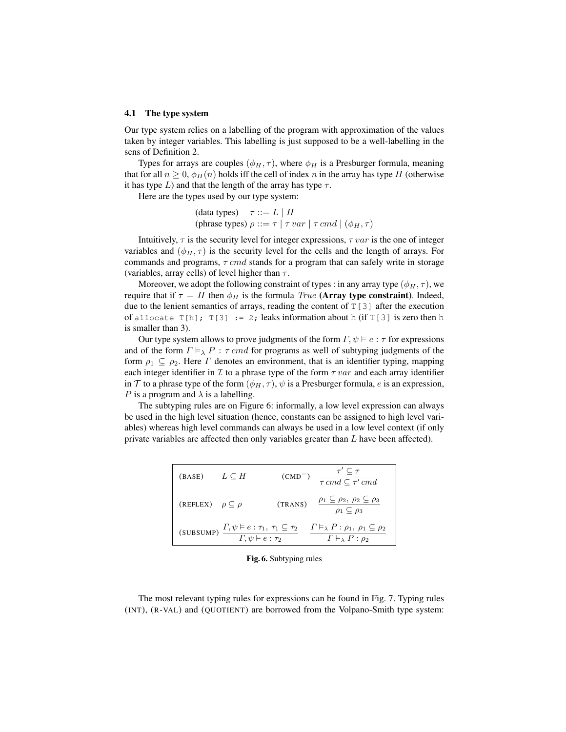### 4.1 The type system

Our type system relies on a labelling of the program with approximation of the values taken by integer variables. This labelling is just supposed to be a well-labelling in the sens of Definition 2.

Types for arrays are couples $(\phi_H, \tau)$, where $\phi_H$ is a Presburger formula, meaning that for all $n \geq 0$, $\phi_H(n)$ holds iff the cell of index $n$ in the array has type $H$ (otherwise it has type $L$) and that the length of the array has type $\tau$.

Here are the types used by our type system:

$$
\begin{array}{ll}
\text{(data types)} & \tau ::= L \mid H \\
\text{(phrase types)} & \rho ::= \tau \mid \tau\ var \mid \tau\ cmd \mid (\phi_H, \tau)
\end{array}
$$

Intuitively, $\tau$ is the security level for integer expressions, $\tau\ var$ is the one of integer variables and $(\phi_H, \tau)$ is the security level for the cells and the length of arrays. For commands and programs, $\tau\ cmd$ stands for a program that can safely write in storage (variables, array cells) of level higher than $\tau$.

Moreover, we adopt the following constraint of types : in any array type $(\phi_H, \tau)$, we require that if $\tau = H$ then $\phi_H$ is the formula $True$ **(Array type constraint)**. Indeed, due to the lenient semantics of arrays, reading the content of `T[3]` after the execution of `allocate T[h]; T[3] := 2;` leaks information about `h` (if `T[3]` is zero then `h` is smaller than 3).

Our type system allows to prove judgments of the form $\Gamma, \psi \vDash e : \tau$ for expressions and of the form $\Gamma \vDash_\lambda P : \tau\ cmd$ for programs as well of subtyping judgments of the form $\rho_1 \subseteq \rho_2$. Here $\Gamma$ denotes an environment, that is an identifier typing, mapping each integer identifier in $\mathcal{I}$ to a phrase type of the form $\tau\ var$ and each array identifier in $\mathcal{T}$ to a phrase type of the form $(\phi_H, \mathcal{T})$, $\psi$ is a Presburger formula, $e$ is an expression, $P$ is a program and $\lambda$ is a labelling.

The subtyping rules are on Figure 6: informally, a low level expression can always be used in the high level situation (hence, constants can be assigned to high level variables) whereas high level commands can always be used in a low level context (if only private variables are affected then only variables greater than $L$ have been affected).

$$
\begin{array}{llll}
\text{(BASE)} & L \subseteq H & \text{(CMD}^-\text{)} & \dfrac{\tau' \subseteq \tau}{\tau\ cmd \subseteq \tau'\ cmd} \\[2ex]
\text{(REFLEX)} & \rho \subseteq \rho & \text{(TRANS)} & \dfrac{\rho_1 \subseteq \rho_2,\ \rho_2 \subseteq \rho_3}{\rho_1 \subseteq \rho_3} \\[2ex]
\text{(SUBSUMP)} & \dfrac{\Gamma, \psi \vDash e : \tau_1,\ \tau_1 \subseteq \tau_2}{\Gamma, \psi \vDash e : \tau_2} & & \dfrac{\Gamma \vDash_\lambda P : \rho_1,\ \rho_1 \subseteq \rho_2}{\Gamma \vDash_\lambda P : \rho_2}
\end{array}
$$

**Fig. 6.** Subtyping rules

The most relevant typing rules for expressions can be found in Fig. 7. Typing rules (INT), (R-VAL) and (QUOTIENT) are borrowed from the Volpano-Smith type system: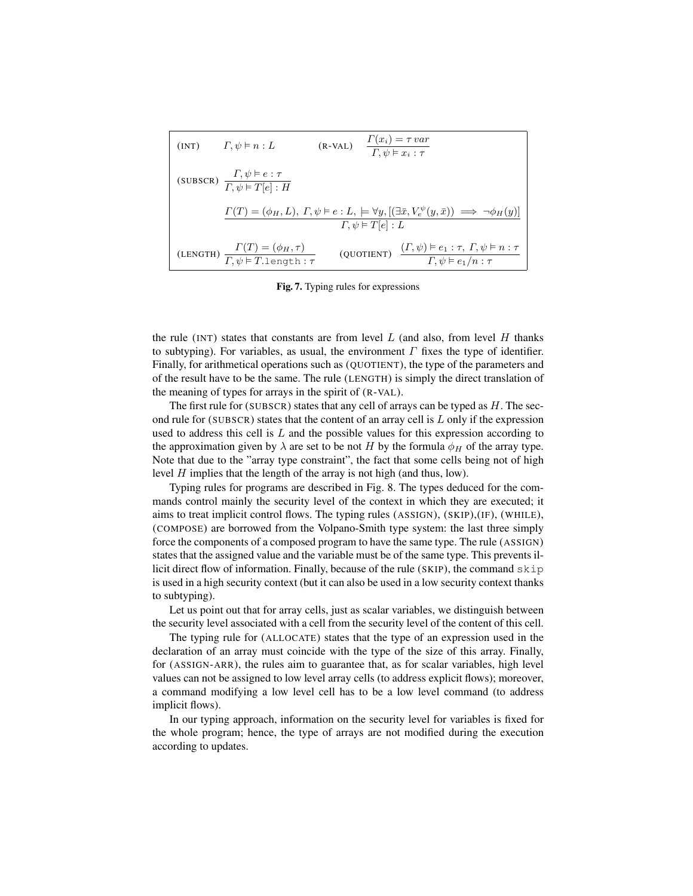$$
\text{(INT)} \quad \Gamma, \psi \vDash n : L \qquad \text{(R-VAL)} \quad \frac{\Gamma(x_i) = \tau\ var}{\Gamma, \psi \vDash x_i : \tau}
$$

$$
\text{(SUBSCR)} \quad \frac{\Gamma, \psi \vDash e : \tau}{\Gamma, \psi \vDash T[e] : H}
$$

$$
\frac{\Gamma(T) = (\phi_H, L),\ \Gamma, \psi \vDash e : L,\ \models \forall y, [(\exists \bar{x}, V_e^{\psi}(y, \bar{x})) \implies \neg \phi_H(y)]}{\Gamma, \psi \vDash T[e] : L}
$$

$$
\text{(LENGTH)} \quad \frac{\Gamma(T) = (\phi_H, \tau)}{\Gamma, \psi \vDash T.\mathtt{length} : \tau} \qquad \text{(QUOTIENT)} \quad \frac{(\Gamma, \psi) \vDash e_1 : \tau,\ \Gamma, \psi \vDash n : \tau}{\Gamma, \psi \vDash e_1 / n : \tau}
$$

**Fig. 7.** Typing rules for expressions

the rule (INT) states that constants are from level $L$ (and also, from level $H$ thanks to subtyping). For variables, as usual, the environment $\Gamma$ fixes the type of identifier. Finally, for arithmetical operations such as (QUOTIENT), the type of the parameters and of the result have to be the same. The rule (LENGTH) is simply the direct translation of the meaning of types for arrays in the spirit of (R-VAL).

The first rule for (SUBSCR) states that any cell of arrays can be typed as $H$. The second rule for (SUBSCR) states that the content of an array cell is $L$ only if the expression used to address this cell is $L$ and the possible values for this expression according to the approximation given by $\lambda$ are set to be not $H$ by the formula $\phi_H$ of the array type. Note that due to the "array type constraint", the fact that some cells being not of high level $H$ implies that the length of the array is not high (and thus, low).

Typing rules for programs are described in Fig. 8. The types deduced for the commands control mainly the security level of the context in which they are executed; it aims to treat implicit control flows. The typing rules (ASSIGN), (SKIP),(IF), (WHILE), (COMPOSE) are borrowed from the Volpano-Smith type system: the last three simply force the components of a composed program to have the same type. The rule (ASSIGN) states that the assigned value and the variable must be of the same type. This prevents illicit direct flow of information. Finally, because of the rule (SKIP), the command `skip` is used in a high security context (but it can also be used in a low security context thanks to subtyping).

Let us point out that for array cells, just as scalar variables, we distinguish between the security level associated with a cell from the security level of the content of this cell.

The typing rule for (ALLOCATE) states that the type of an expression used in the declaration of an array must coincide with the type of the size of this array. Finally, for (ASSIGN-ARR), the rules aim to guarantee that, as for scalar variables, high level values can not be assigned to low level array cells (to address explicit flows); moreover, a command modifying a low level cell has to be a low level command (to address implicit flows).

In our typing approach, information on the security level for variables is fixed for the whole program; hence, the type of arrays are not modified during the execution according to updates.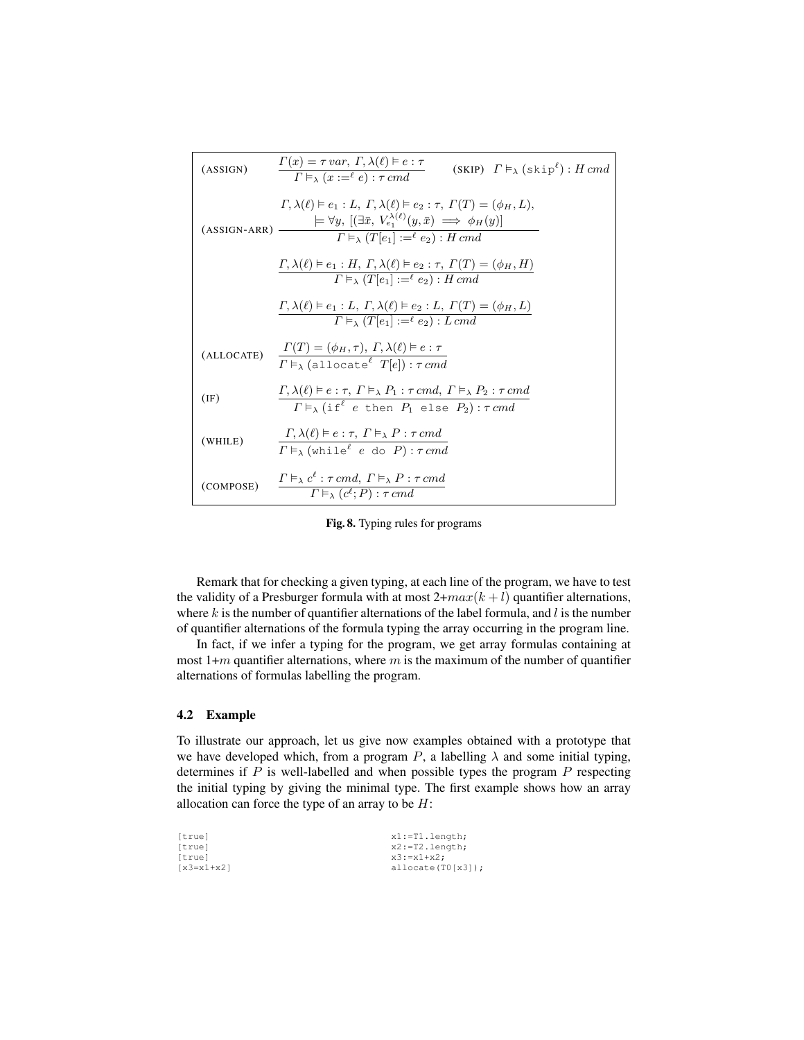$$\text{(ASSIGN)} \quad \frac{\Gamma(x) = \tau\ var,\ \Gamma, \lambda(\ell) \vDash e : \tau}{\Gamma \vDash_\lambda (x :=^\ell e) : \tau\ cmd} \qquad \text{(SKIP)} \quad \Gamma \vDash_\lambda (\mathtt{skip}^\ell) : H\ cmd$$

$$\text{(ASSIGN-ARR)} \quad \frac{\begin{array}{c}\Gamma, \lambda(\ell) \vDash e_1 : L,\ \Gamma, \lambda(\ell) \vDash e_2 : \tau,\ \Gamma(T) = (\phi_H, L), \\ \vDash \forall y,\ [(\exists \bar{x},\ V_{e_1}^{\lambda(\ell)}(y, \bar{x}) \implies \phi_H(y)]\end{array}}{\Gamma \vDash_\lambda (T[e_1] :=^\ell e_2) : H\ cmd}$$

$$\frac{\Gamma, \lambda(\ell) \vDash e_1 : H,\ \Gamma, \lambda(\ell) \vDash e_2 : \tau,\ \Gamma(T) = (\phi_H, H)}{\Gamma \vDash_\lambda (T[e_1] :=^\ell e_2) : H\ cmd}$$

$$\frac{\Gamma, \lambda(\ell) \vDash e_1 : L,\ \Gamma, \lambda(\ell) \vDash e_2 : L,\ \Gamma(T) = (\phi_H, L)}{\Gamma \vDash_\lambda (T[e_1] :=^\ell e_2) : L\ cmd}$$

$$\text{(ALLOCATE)} \quad \frac{\Gamma(T) = (\phi_H, \tau),\ \Gamma, \lambda(\ell) \vDash e : \tau}{\Gamma \vDash_\lambda (\mathtt{allocate}^\ell\ T[e]) : \tau\ cmd}$$

$$\text{(IF)} \quad \frac{\Gamma, \lambda(\ell) \vDash e : \tau,\ \Gamma \vDash_\lambda P_1 : \tau\ cmd,\ \Gamma \vDash_\lambda P_2 : \tau\ cmd}{\Gamma \vDash_\lambda (\mathtt{if}^\ell\ e\ \mathtt{then}\ P_1\ \mathtt{else}\ P_2) : \tau\ cmd}$$

$$\text{(WHILE)} \quad \frac{\Gamma, \lambda(\ell) \vDash e : \tau,\ \Gamma \vDash_\lambda P : \tau\ cmd}{\Gamma \vDash_\lambda (\mathtt{while}^\ell\ e\ \mathtt{do}\ P) : \tau\ cmd}$$

$$\text{(COMPOSE)} \quad \frac{\Gamma \vDash_\lambda c^\ell : \tau\ cmd,\ \Gamma \vDash_\lambda P : \tau\ cmd}{\Gamma \vDash_\lambda (c^\ell; P) : \tau\ cmd}$$

**Fig. 8.** Typing rules for programs

Remark that for checking a given typing, at each line of the program, we have to test the validity of a Presburger formula with at most 2+$max(k+l)$ quantifier alternations, where $k$ is the number of quantifier alternations of the label formula, and $l$ is the number of quantifier alternations of the formula typing the array occurring in the program line.

In fact, if we infer a typing for the program, we get array formulas containing at most 1+$m$ quantifier alternations, where $m$ is the maximum of the number of quantifier alternations of formulas labelling the program.

### 4.2 Example

To illustrate our approach, let us give now examples obtained with a prototype that we have developed which, from a program $P$, a labelling $\lambda$ and some initial typing, determines if $P$ is well-labelled and when possible types the program $P$ respecting the initial typing by giving the minimal type. The first example shows how an array allocation can force the type of an array to be $H$:

```
[true]                         x1:=T1.length;
[true]                         x2:=T2.length;
[true]                         x3:=x1+x2;
[x3=x1+x2]                     allocate(T0[x3]);
```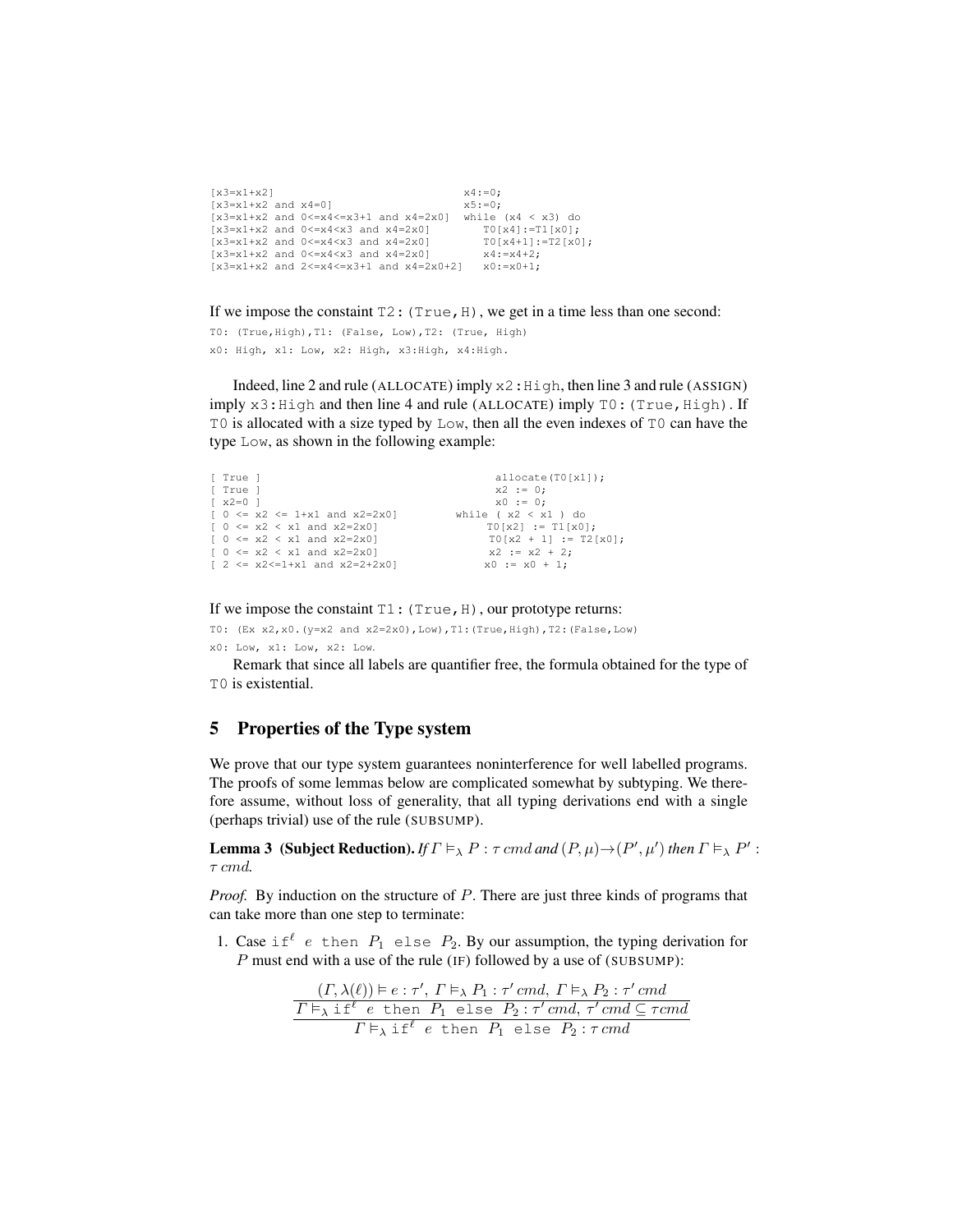```
[x3=x1+x2]                                  x4:=0;
[x3=x1+x2 and x4=0]                         x5:=0;
[x3=x1+x2 and 0<=x4<=x3+1 and x4=2x0]  while (x4 < x3) do
[x3=x1+x2 and 0<=x4<x3 and x4=2x0]         T0[x4]:=T1[x0];
[x3=x1+x2 and 0<=x4<x3 and x4=2x0]         T0[x4+1]:=T2[x0];
[x3=x1+x2 and 0<=x4<x3 and x4=2x0]         x4:=x4+2;
[x3=x1+x2 and 2<=x4<=x3+1 and x4=2x0+2]   x0:=x0+1;
```

If we impose the constaint `T2:(True,H)`, we get in a time less than one second:

```
T0: (True,High),T1: (False, Low),T2: (True, High)
x0: High, x1: Low, x2: High, x3:High, x4:High.
```

Indeed, line 2 and rule (ALLOCATE) imply `x2:High`, then line 3 and rule (ASSIGN) imply `x3:High` and then line 4 and rule (ALLOCATE) imply `T0:(True,High)`. If `T0` is allocated with a size typed by `Low`, then all the even indexes of `T0` can have the type `Low`, as shown in the following example:

```
[ True ]                                   allocate(T0[x1]);
[ True ]                                   x2 := 0;
[ x2=0 ]                                   x0 := 0;
[ 0 <= x2 <= 1+x1 and x2=2x0]         while ( x2 < x1 ) do
[ 0 <= x2 < x1 and x2=2x0]                T0[x2] := T1[x0];
[ 0 <= x2 < x1 and x2=2x0]                T0[x2 + 1] := T2[x0];
[ 0 <= x2 < x1 and x2=2x0]                x2 := x2 + 2;
[ 2 <= x2<=1+x1 and x2=2+2x0]             x0 := x0 + 1;
```

If we impose the constaint `T1:(True,H)`, our prototype returns:

```
T0: (Ex x2,x0.(y=x2 and x2=2x0),Low),T1:(True,High),T2:(False,Low)
x0: Low, x1: Low, x2: Low.
```

Remark that since all labels are quantifier free, the formula obtained for the type of `T0` is existential.

## 5 Properties of the Type system

We prove that our type system guarantees noninterference for well labelled programs. The proofs of some lemmas below are complicated somewhat by subtyping. We therefore assume, without loss of generality, that all typing derivations end with a single (perhaps trivial) use of the rule (SUBSUMP).

**Lemma 3 (Subject Reduction).** *If $\Gamma \vDash_\lambda P : \tau\ cmd$ and $(P, \mu) \rightarrow (P', \mu')$ then $\Gamma \vDash_\lambda P' : \tau\ cmd$.*

*Proof.* By induction on the structure of $P$. There are just three kinds of programs that can take more than one step to terminate:

1. Case $\texttt{if}^\ell\ e\ \texttt{then}\ P_1\ \texttt{else}\ P_2$. By our assumption, the typing derivation for $P$ must end with a use of the rule (IF) followed by a use of (SUBSUMP):

$$\frac{\dfrac{(\Gamma, \lambda(\ell)) \vDash e : \tau',\ \Gamma \vDash_\lambda P_1 : \tau'\ cmd,\ \Gamma \vDash_\lambda P_2 : \tau'\ cmd}{\Gamma \vDash_\lambda \texttt{if}^\ell\ e\ \texttt{then}\ P_1\ \texttt{else}\ P_2 : \tau'\ cmd,\ \tau'\ cmd \subseteq \tau cmd}}{\Gamma \vDash_\lambda \texttt{if}^\ell\ e\ \texttt{then}\ P_1\ \texttt{else}\ P_2 : \tau\ cmd}$$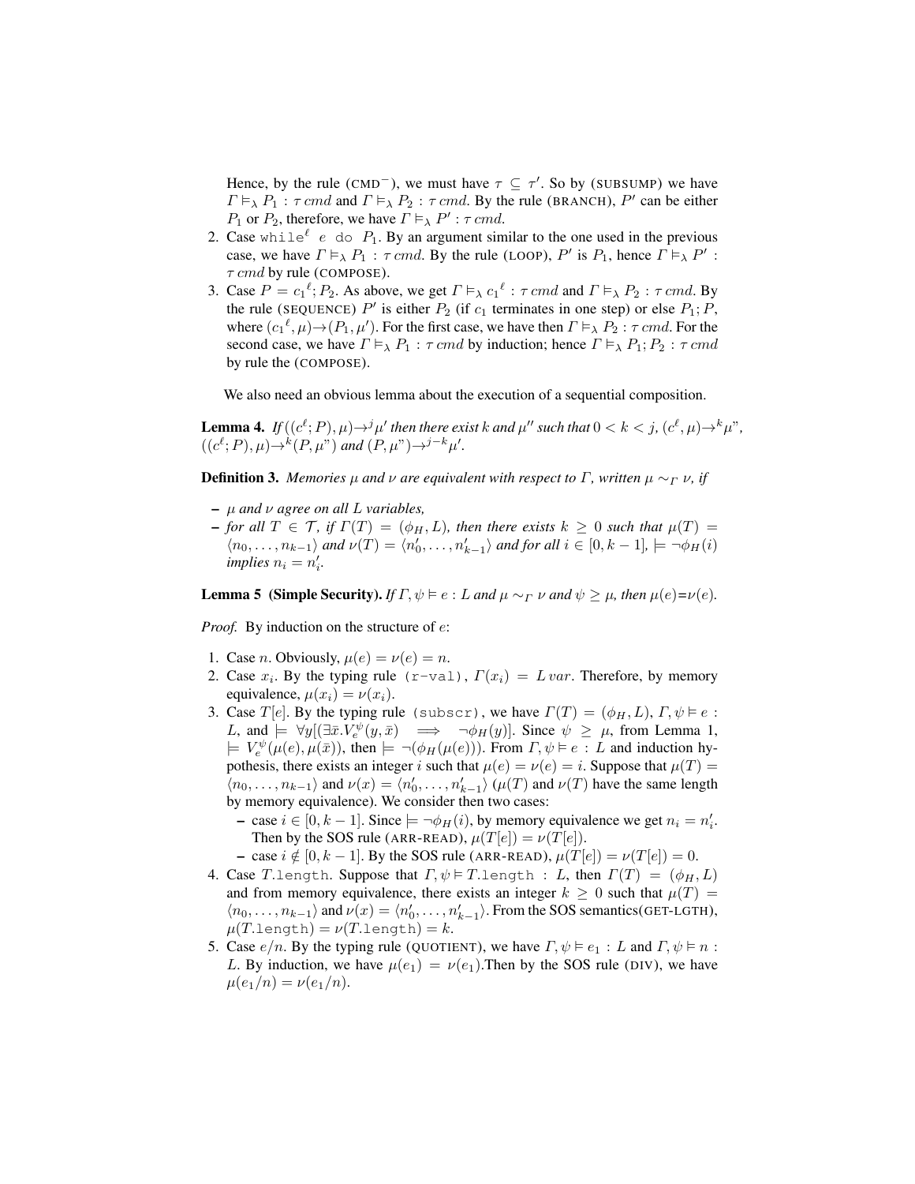Hence, by the rule (CMD$^-$), we must have $\tau \subseteq \tau'$. So by (SUBSUMP) we have $\Gamma \vDash_\lambda P_1 : \tau\, cmd$ and $\Gamma \vDash_\lambda P_2 : \tau\, cmd$. By the rule (BRANCH), $P'$ can be either $P_1$ or $P_2$, therefore, we have $\Gamma \vDash_\lambda P' : \tau\, cmd$.

2. Case $\texttt{while}^\ell\ e\ \texttt{do}\ P_1$. By an argument similar to the one used in the previous case, we have $\Gamma \vDash_\lambda P_1 : \tau\, cmd$. By the rule (LOOP), $P'$ is $P_1$, hence $\Gamma \vDash_\lambda P' : \tau\, cmd$ by rule (COMPOSE).
3. Case $P = {c_1}^\ell; P_2$. As above, we get $\Gamma \vDash_\lambda {c_1}^\ell : \tau\, cmd$ and $\Gamma \vDash_\lambda P_2 : \tau\, cmd$. By the rule (SEQUENCE) $P'$ is either $P_2$ (if $c_1$ terminates in one step) or else $P_1; P$, where $({c_1}^\ell, \mu) \rightarrow (P_1, \mu')$. For the first case, we have then $\Gamma \vDash_\lambda P_2 : \tau\, cmd$. For the second case, we have $\Gamma \vDash_\lambda P_1 : \tau\, cmd$ by induction; hence $\Gamma \vDash_\lambda P_1; P_2 : \tau\, cmd$ by rule the (COMPOSE).

We also need an obvious lemma about the execution of a sequential composition.

**Lemma 4.** *If $((c^\ell; P), \mu) \rightarrow^j \mu'$ then there exist $k$ and $\mu''$ such that $0 < k < j$, $(c^\ell, \mu) \rightarrow^k \mu''$, $((c^\ell; P), \mu) \rightarrow^k (P, \mu'')$ and $(P, \mu'') \rightarrow^{j-k} \mu'$.*

**Definition 3.** *Memories $\mu$ and $\nu$ are equivalent with respect to $\Gamma$, written $\mu \sim_\Gamma \nu$, if*

- *$\mu$ and $\nu$ agree on all $L$ variables,*
- *for all $T \in \mathcal{T}$, if $\Gamma(T) = (\phi_H, L)$, then there exists $k \geq 0$ such that $\mu(T) = \langle n_0, \ldots, n_{k-1} \rangle$ and $\nu(T) = \langle n'_0, \ldots, n'_{k-1} \rangle$ and for all $i \in [0, k-1]$, $\models \neg\phi_H(i)$ implies $n_i = n'_i$.*

**Lemma 5 (Simple Security).** *If $\Gamma, \psi \vDash e : L$ and $\mu \sim_\Gamma \nu$ and $\psi \geq \mu$, then $\mu(e) = \nu(e)$.*

*Proof.* By induction on the structure of $e$:

1. Case $n$. Obviously, $\mu(e) = \nu(e) = n$.
2. Case $x_i$. By the typing rule `(r-val)`, $\Gamma(x_i) = L\, var$. Therefore, by memory equivalence, $\mu(x_i) = \nu(x_i)$.
3. Case $T[e]$. By the typing rule `(subscr)`, we have $\Gamma(T) = (\phi_H, L)$, $\Gamma, \psi \vDash e : L$, and $\models \forall y[(\exists \bar{x}. V_e^\psi(y, \bar{x}) \implies \neg\phi_H(y)]$. Since $\psi \geq \mu$, from Lemma 1, $\models V_e^\psi(\mu(e), \mu(\bar{x}))$, then $\models \neg(\phi_H(\mu(e)))$. From $\Gamma, \psi \vDash e : L$ and induction hypothesis, there exists an integer $i$ such that $\mu(e) = \nu(e) = i$. Suppose that $\mu(T) = \langle n_0, \ldots, n_{k-1} \rangle$ and $\nu(x) = \langle n'_0, \ldots, n'_{k-1} \rangle$ ($\mu(T)$ and $\nu(T)$ have the same length by memory equivalence). We consider then two cases:
   - case $i \in [0, k-1]$. Since $\models \neg\phi_H(i)$, by memory equivalence we get $n_i = n'_i$. Then by the SOS rule (ARR-READ), $\mu(T[e]) = \nu(T[e])$.
   - case $i \notin [0, k-1]$. By the SOS rule (ARR-READ), $\mu(T[e]) = \nu(T[e]) = 0$.
4. Case $T.\texttt{length}$. Suppose that $\Gamma, \psi \vDash T.\texttt{length} : L$, then $\Gamma(T) = (\phi_H, L)$ and from memory equivalence, there exists an integer $k \geq 0$ such that $\mu(T) = \langle n_0, \ldots, n_{k-1} \rangle$ and $\nu(x) = \langle n'_0, \ldots, n'_{k-1} \rangle$. From the SOS semantics(GET-LGTH), $\mu(T.\texttt{length}) = \nu(T.\texttt{length}) = k$.
5. Case $e/n$. By the typing rule (QUOTIENT), we have $\Gamma, \psi \vDash e_1 : L$ and $\Gamma, \psi \vDash n : L$. By induction, we have $\mu(e_1) = \nu(e_1)$.Then by the SOS rule (DIV), we have $\mu(e_1/n) = \nu(e_1/n)$.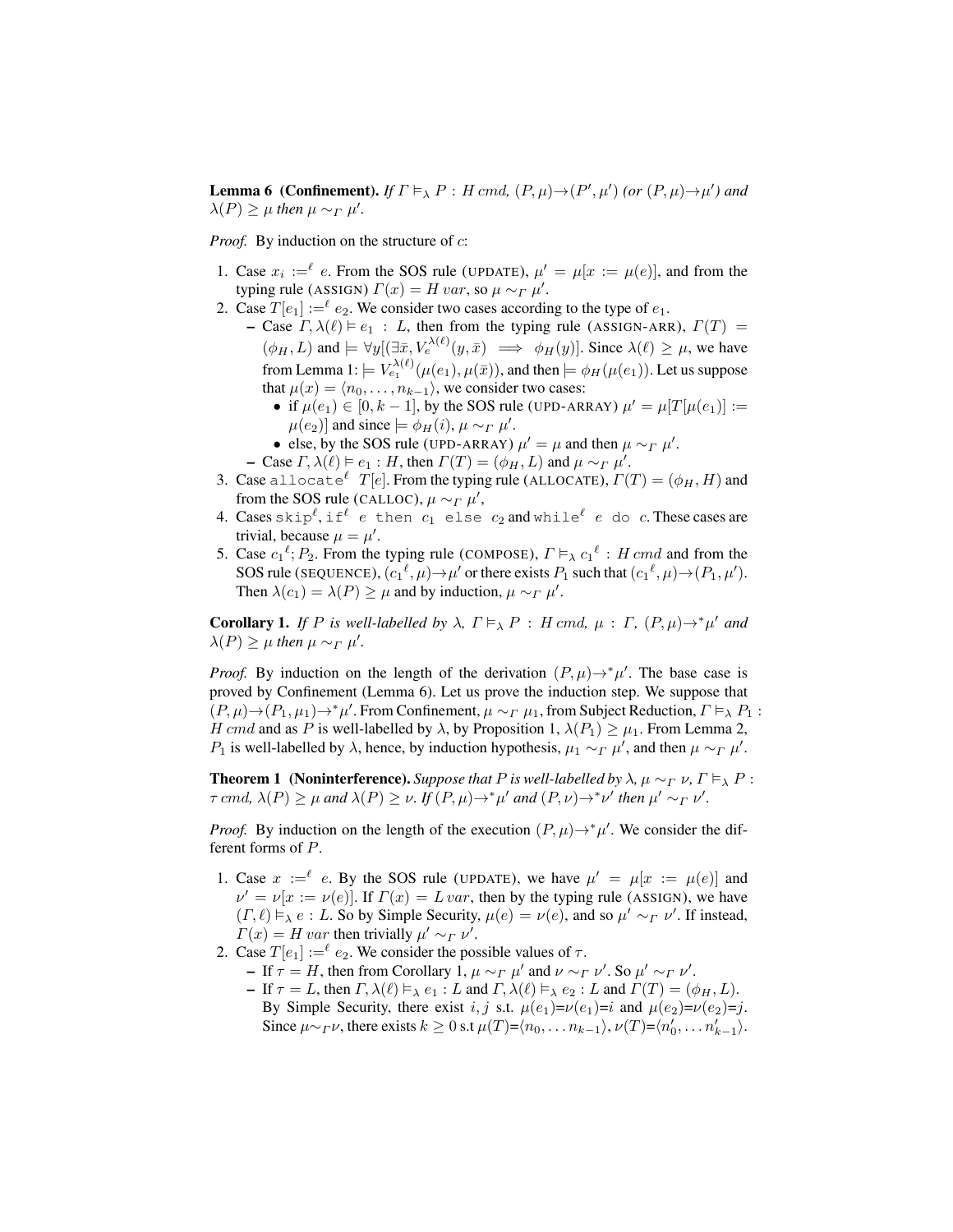**Lemma 6 (Confinement).** *If $\Gamma \vDash_\lambda P : H\ cmd$, $(P,\mu) \rightarrow (P',\mu')$ (or $(P,\mu) \rightarrow \mu'$) and $\lambda(P) \geq \mu$ then $\mu \sim_\Gamma \mu'$.*

*Proof.* By induction on the structure of $c$:

1. Case $x_i :=^\ell e$. From the SOS rule (UPDATE), $\mu' = \mu[x := \mu(e)]$, and from the typing rule (ASSIGN) $\Gamma(x) = H\ var$, so $\mu \sim_\Gamma \mu'$.
2. Case $T[e_1] :=^\ell e_2$. We consider two cases according to the type of $e_1$.
   - Case $\Gamma, \lambda(\ell) \vDash e_1 : L$, then from the typing rule (ASSIGN-ARR), $\Gamma(T) = (\phi_H, L)$ and $\models \forall y[(\exists \bar{x}, V_e^{\lambda(\ell)}(y, \bar{x}) \implies \phi_H(y)]$. Since $\lambda(\ell) \geq \mu$, we have from Lemma 1: $\models V_{e_1}^{\lambda(\ell)}(\mu(e_1), \mu(\bar{x}))$, and then $\models \phi_H(\mu(e_1))$. Let us suppose that $\mu(x) = \langle n_0, \ldots, n_{k-1}\rangle$, we consider two cases:
     - if $\mu(e_1) \in [0, k-1]$, by the SOS rule (UPD-ARRAY) $\mu' = \mu[T[\mu(e_1)] := \mu(e_2)]$ and since $\models \phi_H(i)$, $\mu \sim_\Gamma \mu'$.
     - else, by the SOS rule (UPD-ARRAY) $\mu' = \mu$ and then $\mu \sim_\Gamma \mu'$.
   - Case $\Gamma, \lambda(\ell) \vDash e_1 : H$, then $\Gamma(T) = (\phi_H, L)$ and $\mu \sim_\Gamma \mu'$.
3. Case $\texttt{allocate}^\ell\ T[e]$. From the typing rule (ALLOCATE), $\Gamma(T) = (\phi_H, H)$ and from the SOS rule (CALLOC), $\mu \sim_\Gamma \mu'$,
4. Cases $\texttt{skip}^\ell$, $\texttt{if}^\ell\ e\ \texttt{then}\ c_1\ \texttt{else}\ c_2$ and $\texttt{while}^\ell\ e\ \texttt{do}\ c$. These cases are trivial, because $\mu = \mu'$.
5. Case ${c_1}^\ell; P_2$. From the typing rule (COMPOSE), $\Gamma \vDash_\lambda {c_1}^\ell : H\ cmd$ and from the SOS rule (SEQUENCE), $({c_1}^\ell, \mu) \rightarrow \mu'$ or there exists $P_1$ such that $({c_1}^\ell, \mu) \rightarrow (P_1, \mu')$. Then $\lambda(c_1) = \lambda(P) \geq \mu$ and by induction, $\mu \sim_\Gamma \mu'$.

**Corollary 1.** *If $P$ is well-labelled by $\lambda$, $\Gamma \vDash_\lambda P : H\ cmd$, $\mu : \Gamma$, $(P,\mu) \rightarrow^* \mu'$ and $\lambda(P) \geq \mu$ then $\mu \sim_\Gamma \mu'$.*

*Proof.* By induction on the length of the derivation $(P,\mu) \rightarrow^* \mu'$. The base case is proved by Confinement (Lemma 6). Let us prove the induction step. We suppose that $(P,\mu) \rightarrow (P_1, \mu_1) \rightarrow^* \mu'$. From Confinement, $\mu \sim_\Gamma \mu_1$, from Subject Reduction, $\Gamma \vDash_\lambda P_1 : H\ cmd$ and as $P$ is well-labelled by $\lambda$, by Proposition 1, $\lambda(P_1) \geq \mu_1$. From Lemma 2, $P_1$ is well-labelled by $\lambda$, hence, by induction hypothesis, $\mu_1 \sim_\Gamma \mu'$, and then $\mu \sim_\Gamma \mu'$.

**Theorem 1 (Noninterference).** *Suppose that $P$ is well-labelled by $\lambda$, $\mu \sim_\Gamma \nu$, $\Gamma \vDash_\lambda P : \tau\ cmd$, $\lambda(P) \geq \mu$ and $\lambda(P) \geq \nu$. If $(P,\mu) \rightarrow^* \mu'$ and $(P,\nu) \rightarrow^* \nu'$ then $\mu' \sim_\Gamma \nu'$.*

*Proof.* By induction on the length of the execution $(P,\mu) \rightarrow^* \mu'$. We consider the different forms of $P$.

1. Case $x :=^\ell e$. By the SOS rule (UPDATE), we have $\mu' = \mu[x := \mu(e)]$ and $\nu' = \nu[x := \nu(e)]$. If $\Gamma(x) = L\ var$, then by the typing rule (ASSIGN), we have $(\Gamma, \ell) \vDash_\lambda e : L$. So by Simple Security, $\mu(e) = \nu(e)$, and so $\mu' \sim_\Gamma \nu'$. If instead, $\Gamma(x) = H\ var$ then trivially $\mu' \sim_\Gamma \nu'$.
2. Case $T[e_1] :=^\ell e_2$. We consider the possible values of $\tau$.
   - If $\tau = H$, then from Corollary 1, $\mu \sim_\Gamma \mu'$ and $\nu \sim_\Gamma \nu'$. So $\mu' \sim_\Gamma \nu'$.
   - If $\tau = L$, then $\Gamma, \lambda(\ell) \vDash_\lambda e_1 : L$ and $\Gamma, \lambda(\ell) \vDash_\lambda e_2 : L$ and $\Gamma(T) = (\phi_H, L)$. By Simple Security, there exist $i, j$ s.t. $\mu(e_1)$=$\nu(e_1)$=$i$ and $\mu(e_2)$=$\nu(e_2)$=$j$. Since $\mu \sim_\Gamma \nu$, there exists $k \geq 0$ s.t $\mu(T)$=$\langle n_0, \ldots n_{k-1}\rangle$, $\nu(T)$=$\langle n'_0, \ldots n'_{k-1}\rangle$.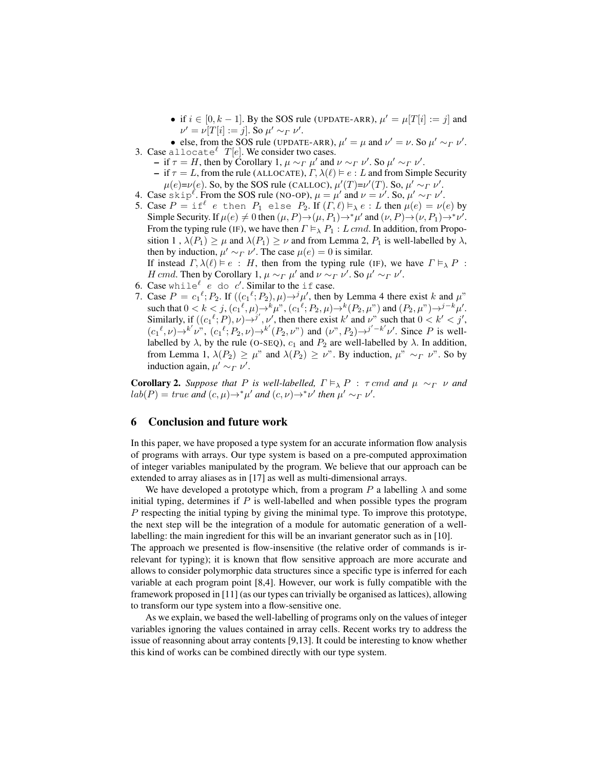- if $i \in [0, k-1]$. By the SOS rule (UPDATE-ARR), $\mu' = \mu[T[i] := j]$ and $\nu' = \nu[T[i] := j]$. So $\mu' \sim_\Gamma \nu'$.
  - else, from the SOS rule (UPDATE-ARR), $\mu' = \mu$ and $\nu' = \nu$. So $\mu' \sim_\Gamma \nu'$.

3. Case `allocate`$^\ell$ $T[e]$. We consider two cases.
   - if $\tau = H$, then by Corollary 1, $\mu \sim_\Gamma \mu'$ and $\nu \sim_\Gamma \nu'$. So $\mu' \sim_\Gamma \nu'$.
   - if $\tau = L$, from the rule (ALLOCATE), $\Gamma, \lambda(\ell) \vDash e : L$ and from Simple Security $\mu(e)$=$\nu(e)$. So, by the SOS rule (CALLOC), $\mu'(T)$=$\nu'(T)$. So, $\mu' \sim_\Gamma \nu'$.
4. Case `skip`$^\ell$. From the SOS rule (NO-OP), $\mu = \mu'$ and $\nu = \nu'$. So, $\mu' \sim_\Gamma \nu'$.
5. Case $P$ = `if`$^\ell$ $e$ `then` $P_1$ `else` $P_2$. If $(\Gamma, \ell) \vDash_\lambda e : L$ then $\mu(e) = \nu(e)$ by Simple Security. If $\mu(e) \neq 0$ then $(\mu, P) \rightarrow (\mu, P_1) \rightarrow^* \mu'$ and $(\nu, P) \rightarrow (\nu, P_1) \rightarrow^* \nu'$. From the typing rule (IF), we have then $\Gamma \vDash_\lambda P_1 : L\, cmd$. In addition, from Proposition 1 , $\lambda(P_1) \geq \mu$ and $\lambda(P_1) \geq \nu$ and from Lemma 2, $P_1$ is well-labelled by $\lambda$, then by induction, $\mu' \sim_\Gamma \nu'$. The case $\mu(e) = 0$ is similar.
   If instead $\Gamma, \lambda(\ell) \vDash e : H$, then from the typing rule (IF), we have $\Gamma \vDash_\lambda P : H\, cmd$. Then by Corollary 1, $\mu \sim_\Gamma \mu'$ and $\nu \sim_\Gamma \nu'$. So $\mu' \sim_\Gamma \nu'$.
6. Case `while`$^\ell$ $e$ `do` $c'$. Similar to the `if` case.
7. Case $P = c_1{}^\ell; P_2$. If $((c_1{}^\ell; P_2), \mu) \rightarrow^j \mu'$, then by Lemma 4 there exist $k$ and $\mu$" such that $0 < k < j$, $(c_1{}^\ell, \mu) \rightarrow^k \mu$", $(c_1{}^\ell; P_2, \mu) \rightarrow^k (P_2, \mu")$ and $(P_2, \mu") \rightarrow^{j-k} \mu'$. Similarly, if $((c_1{}^\ell; P), \nu) \rightarrow^{j'}, \nu'$, then there exist $k'$ and $\nu$" such that $0 < k' < j'$, $(c_1{}^\ell, \nu) \rightarrow^{k'} \nu$", $(c_1{}^\ell; P_2, \nu) \rightarrow^{k'} (P_2, \nu")$ and $(\nu", P_2) \rightarrow^{j'-k'} \nu'$. Since $P$ is well-labelled by $\lambda$, by the rule (O-SEQ), $c_1$ and $P_2$ are well-labelled by $\lambda$. In addition, from Lemma 1, $\lambda(P_2) \geq \mu$" and $\lambda(P_2) \geq \nu$". By induction, $\mu" \sim_\Gamma \nu"$. So by induction again, $\mu' \sim_\Gamma \nu'$.

**Corollary 2.** *Suppose that $P$ is well-labelled, $\Gamma \vDash_\lambda P : \tau\, cmd$ and $\mu \sim_\Gamma \nu$ and $lab(P) = true$ and $(c, \mu) \rightarrow^* \mu'$ and $(c, \nu) \rightarrow^* \nu'$ then $\mu' \sim_\Gamma \nu'$.*

## 6 Conclusion and future work

In this paper, we have proposed a type system for an accurate information flow analysis of programs with arrays. Our type system is based on a pre-computed approximation of integer variables manipulated by the program. We believe that our approach can be extended to array aliases as in [17] as well as multi-dimensional arrays.

We have developed a prototype which, from a program $P$ a labelling $\lambda$ and some initial typing, determines if $P$ is well-labelled and when possible types the program $P$ respecting the initial typing by giving the minimal type. To improve this prototype, the next step will be the integration of a module for automatic generation of a well-labelling: the main ingredient for this will be an invariant generator such as in [10].

The approach we presented is flow-insensitive (the relative order of commands is irrelevant for typing); it is known that flow sensitive approach are more accurate and allows to consider polymorphic data structures since a specific type is inferred for each variable at each program point [8,4]. However, our work is fully compatible with the framework proposed in [11] (as our types can trivially be organised as lattices), allowing to transform our type system into a flow-sensitive one.

As we explain, we based the well-labelling of programs only on the values of integer variables ignoring the values contained in array cells. Recent works try to address the issue of reasonning about array contents [9,13]. It could be interesting to know whether this kind of works can be combined directly with our type system.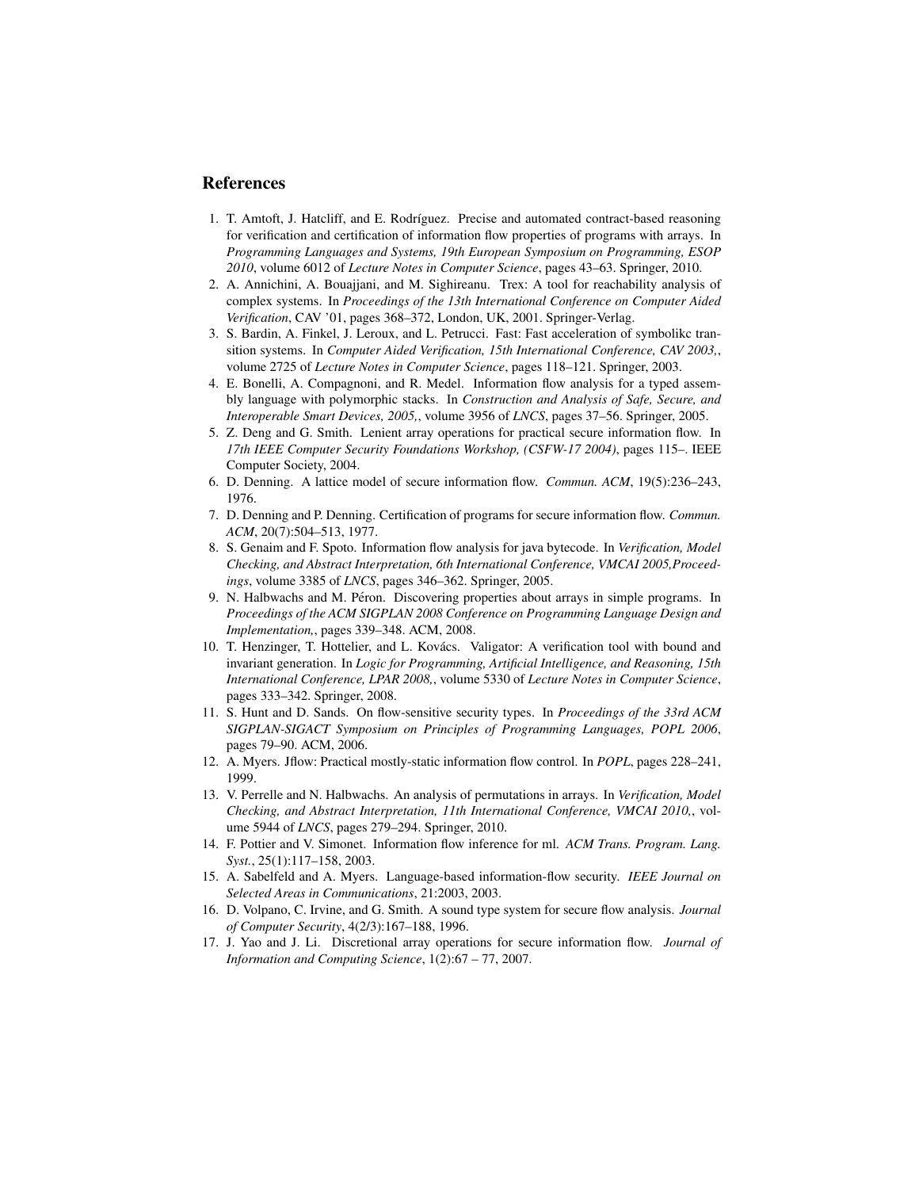## References

1. T. Amtoft, J. Hatcliff, and E. Rodríguez. Precise and automated contract-based reasoning for verification and certification of information flow properties of programs with arrays. In *Programming Languages and Systems, 19th European Symposium on Programming, ESOP 2010*, volume 6012 of *Lecture Notes in Computer Science*, pages 43–63. Springer, 2010.
2. A. Annichini, A. Bouajjani, and M. Sighireanu. Trex: A tool for reachability analysis of complex systems. In *Proceedings of the 13th International Conference on Computer Aided Verification*, CAV '01, pages 368–372, London, UK, 2001. Springer-Verlag.
3. S. Bardin, A. Finkel, J. Leroux, and L. Petrucci. Fast: Fast acceleration of symbolikc transition systems. In *Computer Aided Verification, 15th International Conference, CAV 2003,*, volume 2725 of *Lecture Notes in Computer Science*, pages 118–121. Springer, 2003.
4. E. Bonelli, A. Compagnoni, and R. Medel. Information flow analysis for a typed assembly language with polymorphic stacks. In *Construction and Analysis of Safe, Secure, and Interoperable Smart Devices, 2005,*, volume 3956 of *LNCS*, pages 37–56. Springer, 2005.
5. Z. Deng and G. Smith. Lenient array operations for practical secure information flow. In *17th IEEE Computer Security Foundations Workshop, (CSFW-17 2004)*, pages 115–. IEEE Computer Society, 2004.
6. D. Denning. A lattice model of secure information flow. *Commun. ACM*, 19(5):236–243, 1976.
7. D. Denning and P. Denning. Certification of programs for secure information flow. *Commun. ACM*, 20(7):504–513, 1977.
8. S. Genaim and F. Spoto. Information flow analysis for java bytecode. In *Verification, Model Checking, and Abstract Interpretation, 6th International Conference, VMCAI 2005,Proceedings*, volume 3385 of *LNCS*, pages 346–362. Springer, 2005.
9. N. Halbwachs and M. Péron. Discovering properties about arrays in simple programs. In *Proceedings of the ACM SIGPLAN 2008 Conference on Programming Language Design and Implementation,*, pages 339–348. ACM, 2008.
10. T. Henzinger, T. Hottelier, and L. Kovács. Valigator: A verification tool with bound and invariant generation. In *Logic for Programming, Artificial Intelligence, and Reasoning, 15th International Conference, LPAR 2008,*, volume 5330 of *Lecture Notes in Computer Science*, pages 333–342. Springer, 2008.
11. S. Hunt and D. Sands. On flow-sensitive security types. In *Proceedings of the 33rd ACM SIGPLAN-SIGACT Symposium on Principles of Programming Languages, POPL 2006*, pages 79–90. ACM, 2006.
12. A. Myers. Jflow: Practical mostly-static information flow control. In *POPL*, pages 228–241, 1999.
13. V. Perrelle and N. Halbwachs. An analysis of permutations in arrays. In *Verification, Model Checking, and Abstract Interpretation, 11th International Conference, VMCAI 2010,*, volume 5944 of *LNCS*, pages 279–294. Springer, 2010.
14. F. Pottier and V. Simonet. Information flow inference for ml. *ACM Trans. Program. Lang. Syst.*, 25(1):117–158, 2003.
15. A. Sabelfeld and A. Myers. Language-based information-flow security. *IEEE Journal on Selected Areas in Communications*, 21:2003, 2003.
16. D. Volpano, C. Irvine, and G. Smith. A sound type system for secure flow analysis. *Journal of Computer Security*, 4(2/3):167–188, 1996.
17. J. Yao and J. Li. Discretional array operations for secure information flow. *Journal of Information and Computing Science*, 1(2):67 – 77, 2007.